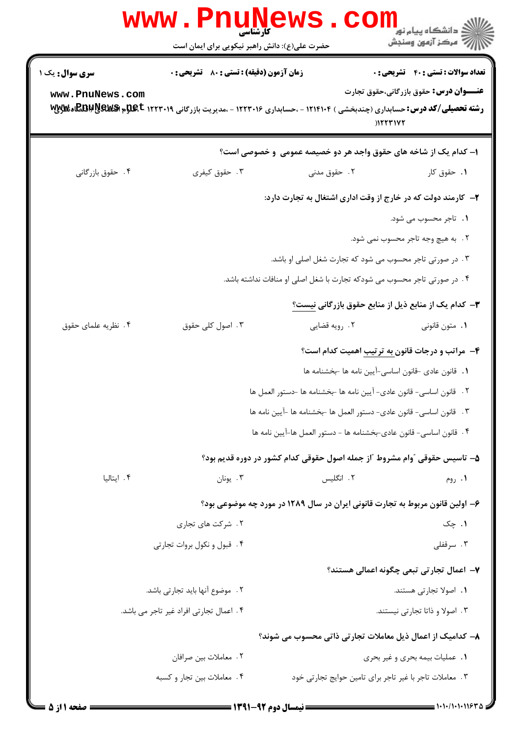کارشناسی

حضرت علی(ع): دانش راهبر نیکویی برای ایمان است

**سری سوال:** یک ۱

**زمان آزمون (دقیقه) : تستی : ۸۰ تشریحی : ۰**

**تعداد سوالات : تستی : ۴۰ تشریحی : ۰**

**عنـــوان درس:** حقوق بازرگانی،حقوق تجارت

**رشته تحصیلی/کد درس:** حسابداری (چندبخشی ) ۱۲۱۴۱۰۴ - ،حسابداری ۱۲۲۳۰۱۶ - ،مدیریت بازرگانی ۱۲۲۳۰۱۹ - ،علوم اقتصادی (اقتصاد نظری )۱۲۲۳۱۷۲

**۱- کدام یک از شاخه های حقوق واجد هر دو خصیصه عمومی و خصوصی است؟**

۱. حقوق کار
۲. حقوق مدنی
۳. حقوق کیفری
۴. حقوق بازرگانی

**۲- کارمند دولت که در خارج از وقت اداری اشتغال به تجارت دارد:**

۱. تاجر محسوب می شود.
۲. به هیچ وجه تاجر محسوب نمی شود.
۳. در صورتی تاجر محسوب می شود که تجارت شغل اصلی او باشد.
۴. در صورتی تاجر محسوب می شودکه تجارت با شغل اصلی او منافات نداشته باشد.

**۳- کدام یک از منابع ذیل از منابع حقوق بازرگانی نیست؟**

۱. متون قانونی
۲. رویه قضایی
۳. اصول کلی حقوق
۴. نظریه علمای حقوق

**۴- مراتب و درجات قانون به ترتیب اهمیت کدام است؟**

۱. قانون عادی -قانون اساسی-آیین نامه ها -بخشنامه ها
۲. قانون اساسی- قانون عادی- آیین نامه ها -بخشنامه ها -دستور العمل ها
۳. قانون اساسی- قانون عادی- دستور العمل ها -بخشنامه ها -آیین نامه ها
۴. قانون اساسی- قانون عادی-بخشنامه ها - دستور العمل ها-آیین نامه ها

**۵- تاسیس حقوقی "وام مشروط "از جمله اصول حقوقی کدام کشور در دوره قدیم بود؟**

۱. روم
۲. انگلیس
۳. یونان
۴. ایتالیا

**۶- اولین قانون مربوط به تجارت قانونی ایران در سال ۱۳۸۹ در مورد چه موضوعی بود؟**

۱. چک
۲. شرکت های تجاری
۳. سرقفلی
۴. قبول و نکول بروات تجارتی

**۷- اعمال تجارتی تبعی چگونه اعمالی هستند؟**

۱. اصولا تجارتی هستند.
۲. موضوع آنها باید تجارتی باشد.
۳. اصولا و ذاتا تجارتی نیستند.
۴. اعمال تجارتی افراد غیر تاجر می باشد.

**۸- کدامیک از اعمال ذیل معاملات تجارتی ذاتی محسوب می شوند؟**

۱. عملیات بیمه بحری و غیر بحری
۲. معاملات بین صرافان
۳. معاملات تاجر با غیر تاجر برای تامین حوایج تجارتی خود
۴. معاملات بین تجار و کسبه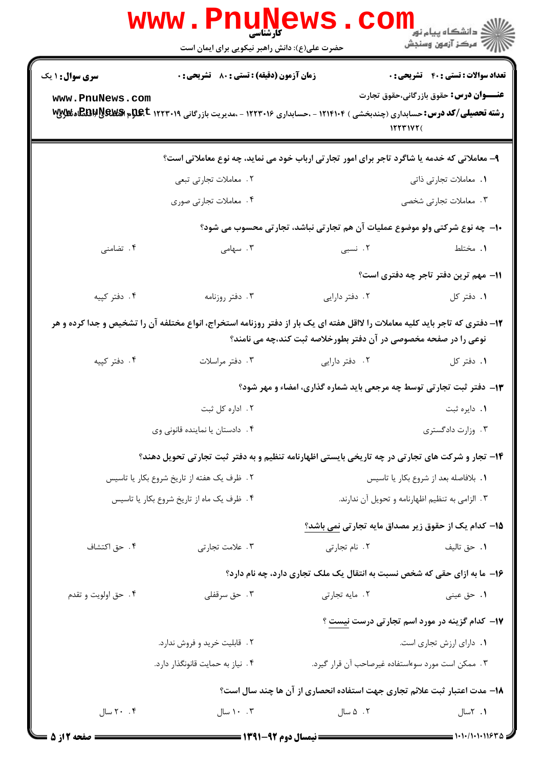**سری سوال:** ۱ یک

**زمان آزمون (دقیقه) : تستی :** ۸۰ **تشریحی :** ۰

**تعداد سوالات : تستی :** ۴۰ **تشریحی :** ۰

**عنـــوان درس:** حقوق بازرگانی،حقوق تجارت

**رشته تحصیلی/کد درس:** حسابداری (چندبخشی ) ۱۲۱۴۱۰۴ - ،حسابداری ۱۲۲۳۰۱۶ - ،مدیریت بازرگانی ۱۲۲۳۰۱۹ - ،علوم اقتصادی (اقتصاد نظری ۱۲۲۳۱۷۲(

۹- معاملاتی که خدمه یا شاگرد تاجر برای امور تجارتی ارباب خود می نماید، چه نوع معاملاتی است؟

۱. معاملات تجارتی ذاتی
۲. معاملات تجارتی تبعی
۳. معاملات تجارتی شخصی
۴. معاملات تجارتی صوری

۱۰- چه نوع شرکتی ولو موضوع عملیات آن هم تجارتی نباشد، تجارتی محسوب می شود؟

۱. مختلط
۲. نسبی
۳. سهامی
۴. تضامنی

۱۱- مهم ترین دفتر تاجر چه دفتری است؟

۱. دفتر کل
۲. دفتر دارایی
۳. دفتر روزنامه
۴. دفتر کپیه

۱۲- دفتری که تاجر باید کلیه معاملات را لااقل هفته ای یک بار از دفتر روزنامه استخراج، انواع مختلفه آن را تشخیص و جدا کرده و هر نوعی را در صفحه مخصوصی در آن دفتر بطورخلاصه ثبت کند،چه می نامند؟

۱. دفتر کل
۲. دفتر دارایی
۳. دفتر مراسلات
۴. دفتر کپیه

۱۳- دفتر ثبت تجارتی توسط چه مرجعی باید شماره گذاری، امضاء و مهر شود؟

۱. دایره ثبت
۲. اداره کل ثبت
۳. وزارت دادگستری
۴. دادستان یا نماینده قانونی وی

۱۴- تجار و شرکت های تجارتی در چه تاریخی بایستی اظهارنامه تنظیم و به دفتر ثبت تجارتی تحویل دهند؟

۱. بلافاصله بعد از شروع بکار یا تاسیس
۲. ظرف یک هفته از تاریخ شروع بکار یا تاسیس
۳. الزامی به تنظیم اظهارنامه و تحویل آن ندارند.
۴. ظرف یک ماه از تاریخ شروع بکار یا تاسیس

۱۵- کدام یک از حقوق زیر مصداق مایه تجارتی نمی باشد؟

۱. حق تالیف
۲. نام تجارتی
۳. علامت تجارتی
۴. حق اکتشاف

۱۶- ما به ازای حقی که شخص نسبت به انتقال یک ملک تجاری دارد، چه نام دارد؟

۱. حق عینی
۲. مایه تجارتی
۳. حق سرقفلی
۴. حق اولویت و تقدم

۱۷- کدام گزینه در مورد اسم تجارتی درست نیست ؟

۱. دارای ارزش تجاری است.
۲. قابلیت خرید و فروش ندارد.
۳. ممکن است مورد سوءاستفاده غیرصاحب آن قرار گیرد.
۴. نیاز به حمایت قانونگذار دارد.

۱۸- مدت اعتبار ثبت علائم تجاری جهت استفاده انحصاری از آن ها چند سال است؟

۱. ۲سال
۲. ۵ سال
۳. ۱۰ سال
۴. ۲۰ سال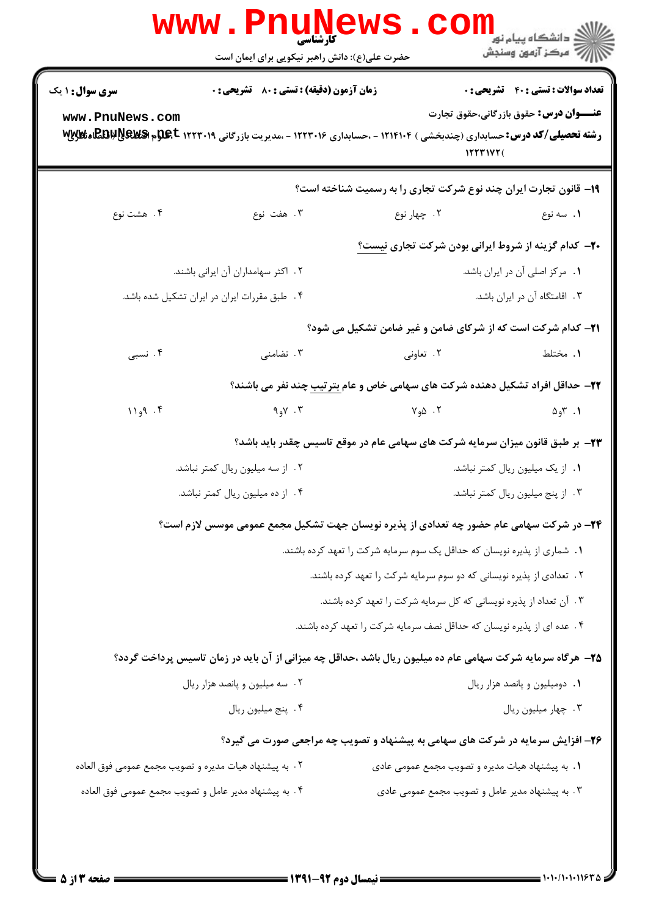**سری سؤال:** ۱ یک

**زمان آزمون (دقیقه) : تستی :** ۸۰ **تشریحی :** ۰

**تعداد سوالات : تستی :** ۴۰ **تشریحی :** ۰

**عنـــوان درس:** حقوق بازرگانی،حقوق تجارت

**رشته تحصیلی/کد درس:** حسابداری (چندبخشی ) ۱۲۱۴۱۰۴ - ،حسابداری ۱۲۲۳۰۱۶ - ،مدیریت بازرگانی ۱۲۲۳۰۱۹ - ،علوم اقتصادی (اقتصاد نظری ۱۲۲۳۱۷۲)

۱۹- قانون تجارت ایران چند نوع شرکت تجاری را به رسمیت شناخته است؟

۱. سه نوع
۲. چهار نوع
۳. هفت نوع
۴. هشت نوع

۲۰- کدام گزینه از شروط ایرانی بودن شرکت تجاری <u>نیست</u>؟

۱. مرکز اصلی آن در ایران باشد.
۲. اکثر سهامداران آن ایرانی باشند.
۳. اقامتگاه آن در ایران باشد.
۴. طبق مقررات ایران در ایران تشکیل شده باشد.

۲۱- کدام شرکت است که از شرکای ضامن و غیر ضامن تشکیل می شود؟

۱. مختلط
۲. تعاونی
۳. تضامنی
۴. نسبی

۲۲- حداقل افراد تشکیل دهنده شرکت های سهامی خاص و عام <u>بترتیب</u> چند نفر می باشند؟

۱. ۳و۵
۲. ۵و۷
۳. ۷و۹
۴. ۹و۱۱

۲۳- بر طبق قانون میزان سرمایه شرکت های سهامی عام در موقع تاسیس چقدر باید باشد؟

۱. از یک میلیون ریال کمتر نباشد.
۲. از سه میلیون ریال کمتر نباشد.
۳. از پنج میلیون ریال کمتر نباشد.
۴. از ده میلیون ریال کمتر نباشد.

۲۴- در شرکت سهامی عام حضور چه تعدادی از پذیره نویسان جهت تشکیل مجمع عمومی موسس لازم است؟

۱. شماری از پذیره نویسان که حداقل یک سوم سرمایه شرکت را تعهد کرده باشند.
۲. تعدادی از پذیره نویسانی که دو سوم سرمایه شرکت را تعهد کرده باشند.
۳. آن تعداد از پذیره نویسانی که کل سرمایه شرکت را تعهد کرده باشند.
۴. عده ای از پذیره نویسان که حداقل نصف سرمایه شرکت را تعهد کرده باشند.

۲۵- هرگاه سرمایه شرکت سهامی عام ده میلیون ریال باشد ،حداقل چه میزانی از آن باید در زمان تاسیس پرداخت گردد؟

۱. دومیلیون و پانصد هزار ریال
۲. سه میلیون و پانصد هزار ریال
۳. چهار میلیون ریال
۴. پنج میلیون ریال

۲۶- افزایش سرمایه در شرکت های سهامی به پیشنهاد و تصویب چه مراجعی صورت می گیرد؟

۱. به پیشنهاد هیات مدیره و تصویب مجمع عمومی عادی
۲. به پیشنهاد هیات مدیره و تصویب مجمع عمومی فوق العاده
۳. به پیشنهاد مدیر عامل و تصویب مجمع عمومی عادی
۴. به پیشنهاد مدیر عامل و تصویب مجمع عمومی فوق العاده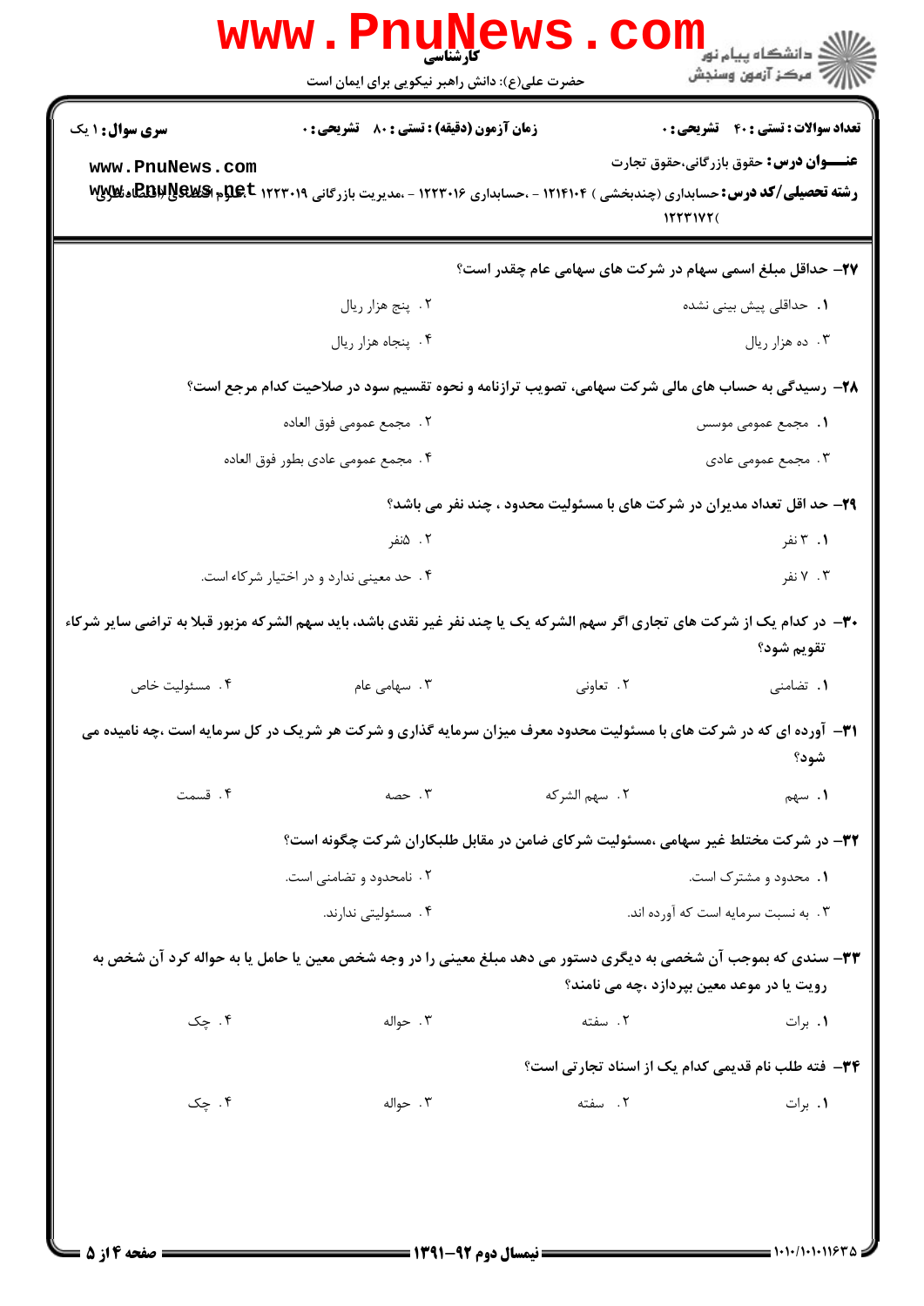**سری سوال:** ۱ یک

**زمان آزمون (دقیقه) : تستی :** ۸۰ **تشریحی :** ۰

**تعداد سوالات : تستی :** ۴۰ **تشریحی :** ۰

**عنـــوان درس:** حقوق بازرگانی،حقوق تجارت

**رشته تحصیلی/کد درس:** حسابداری (چندبخشی ) ۱۲۱۴۱۰۴ - ،حسابداری ۱۲۲۳۰۱۶ - ،مدیریت بازرگانی ۱۲۲۳۰۱۹ - ،علوم اقتصادی (اقتصاد نظری ۱۲۲۳۱۷۲)

**۲۷-** حداقل مبلغ اسمی سهام در شرکت های سهامی عام چقدر است؟

۱. حداقلی پیش بینی نشده

۲. پنج هزار ریال

۳. ده هزار ریال

۴. پنجاه هزار ریال

**۲۸-** رسیدگی به حساب های مالی شرکت سهامی، تصویب ترازنامه و نحوه تقسیم سود در صلاحیت کدام مرجع است؟

۱. مجمع عمومی موسس

۲. مجمع عمومی فوق العاده

۳. مجمع عمومی عادی

۴. مجمع عمومی عادی بطور فوق العاده

**۲۹-** حد اقل تعداد مدیران در شرکت های با مسئولیت محدود ، چند نفر می باشد؟

۱. ۳ نفر

۲. ۵نفر

۳. ۷ نفر

۴. حد معینی ندارد و در اختیار شرکاء است.

**۳۰-** در کدام یک از شرکت های تجاری اگر سهم الشرکه یک یا چند نفر غیر نقدی باشد، باید سهم الشرکه مزبور قبلا به تراضی سایر شرکاء تقویم شود؟

۱. تضامنی

۲. تعاونی

۳. سهامی عام

۴. مسئولیت خاص

**۳۱-** آورده ای که در شرکت های با مسئولیت محدود معرف میزان سرمایه گذاری و شرکت هر شریک در کل سرمایه است ،چه نامیده می شود؟

۱. سهم

۲. سهم الشرکه

۳. حصه

۴. قسمت

**۳۲-** در شرکت مختلط غیر سهامی ،مسئولیت شرکای ضامن در مقابل طلبکاران شرکت چگونه است؟

۱. محدود و مشترک است.

۲. نامحدود و تضامنی است.

۳. به نسبت سرمایه است که آورده اند.

۴. مسئولیتی ندارند.

**۳۳-** سندی که بموجب آن شخصی به دیگری دستور می دهد مبلغ معینی را در وجه شخص معین یا حامل یا به حواله کرد آن شخص به رویت یا در موعد معین بپردازد ،چه می نامند؟

۱. برات

۲. سفته

۳. حواله

۴. چک

**۳۴-** فته طلب نام قدیمی کدام یک از اسناد تجارتی است؟

۱. برات

۲. سفته

۳. حواله

۴. چک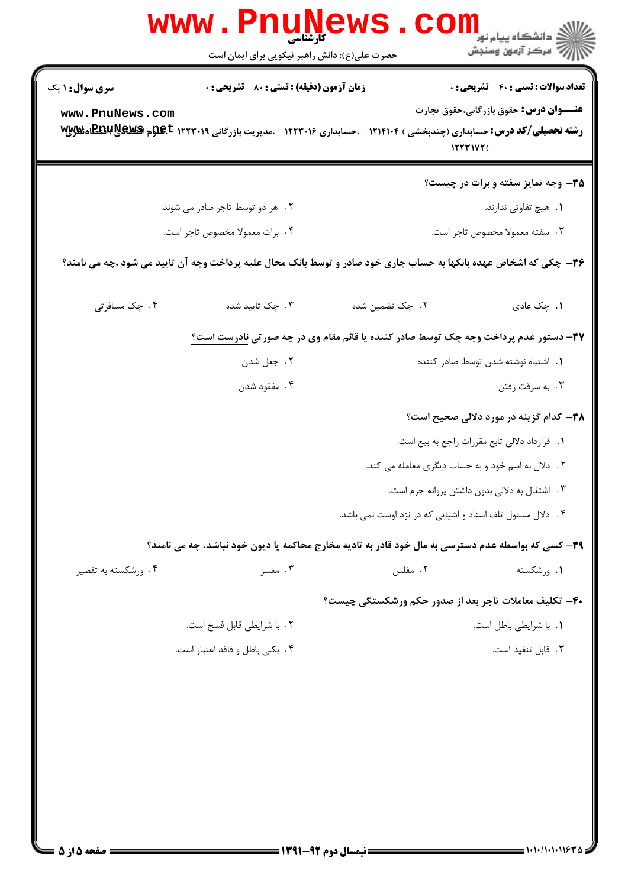**۳۵- وجه تمایز سفته و برات در چیست؟**

۱. هیچ تفاوتی ندارند.

۲. هر دو توسط تاجر صادر می شوند.

۳. سفته معمولا مخصوص تاجر است.

۴. برات معمولا مخصوص تاجر است.

**۳۶- چکی که اشخاص عهده بانکها به حساب جاری خود صادر و توسط بانک محال علیه پرداخت وجه آن تایید می شود ،چه می نامند؟**

۱. چک عادی

۲. چک تضمین شده

۳. چک تایید شده

۴. چک مسافرتی

**۳۷- دستور عدم پرداخت وجه چک توسط صادر کننده یا قائم مقام وی در چه صورتی نادرست است؟**

۱. اشتباه نوشته شدن توسط صادر کننده

۲. جعل شدن

۳. به سرقت رفتن

۴. مفقود شدن

**۳۸- کدام گزینه در مورد دلالی صحیح است؟**

۱. قرارداد دلالی تابع مقررات راجع به بیع است.

۲. دلال به اسم خود و به حساب دیگری معامله می کند.

۳. اشتغال به دلالی بدون داشتن پروانه جرم است.

۴. دلال مسئول تلف اسناد و اشیایی که در نزد اوست نمی باشد.

**۳۹- کسی که بواسطه عدم دسترسی به مال خود قادر به تادیه مخارج محاکمه یا دیون خود نباشد، چه می نامند؟**

۱. ورشکسته

۲. مفلس

۳. معسر

۴. ورشکسته به تقصیر

**۴۰- تکلیف معاملات تاجر بعد از صدور حکم ورشکستگی چیست؟**

۱. با شرایطی باطل است.

۲. با شرایطی قابل فسخ است.

۳. قابل تنفیذ است.

۴. بکلی باطل و فاقد اعتبار است.